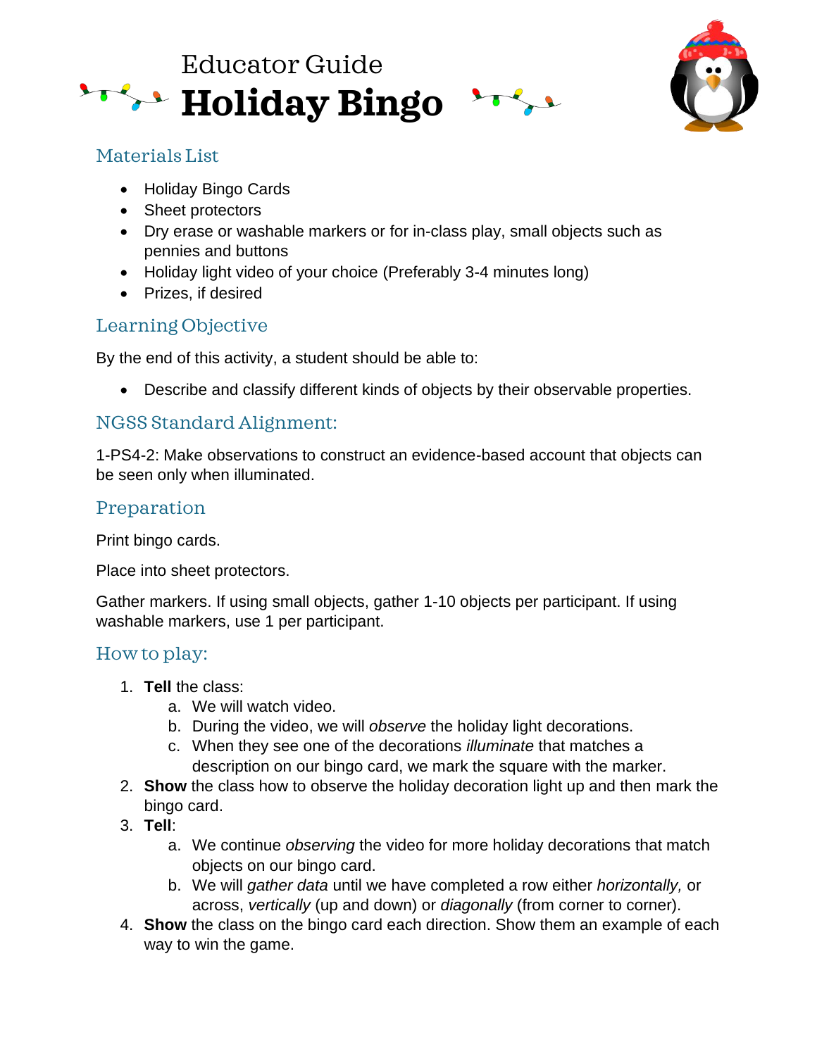Educator Guide

# Holiday Bingo

## Materials List

- Holiday Bingo Cards
- Sheet protectors
- Dry erase or washable markers or for in-class play, small objects such as pennies and buttons
- Holiday light video of your choice (Preferably 3-4 minutes long)
- Prizes, if desired

## Learning Objective

By the end of this activity, a student should be able to:

- Describe and classify different kinds of objects by their observable properties.

## NGSS Standard Alignment:

1-PS4-2: Make observations to construct an evidence-based account that objects can be seen only when illuminated.

## Preparation

Print bingo cards.

Place into sheet protectors.

Gather markers. If using small objects, gather 1-10 objects per participant. If using washable markers, use 1 per participant.

## How to play:

1. **Tell** the class:
    a. We will watch video.
    b. During the video, we will *observe* the holiday light decorations.
    c. When they see one of the decorations *illuminate* that matches a description on our bingo card, we mark the square with the marker.
2. **Show** the class how to observe the holiday decoration light up and then mark the bingo card.
3. **Tell**:
    a. We continue *observing* the video for more holiday decorations that match objects on our bingo card.
    b. We will *gather data* until we have completed a row either *horizontally,* or across, *vertically* (up and down) or *diagonally* (from corner to corner).
4. **Show** the class on the bingo card each direction. Show them an example of each way to win the game.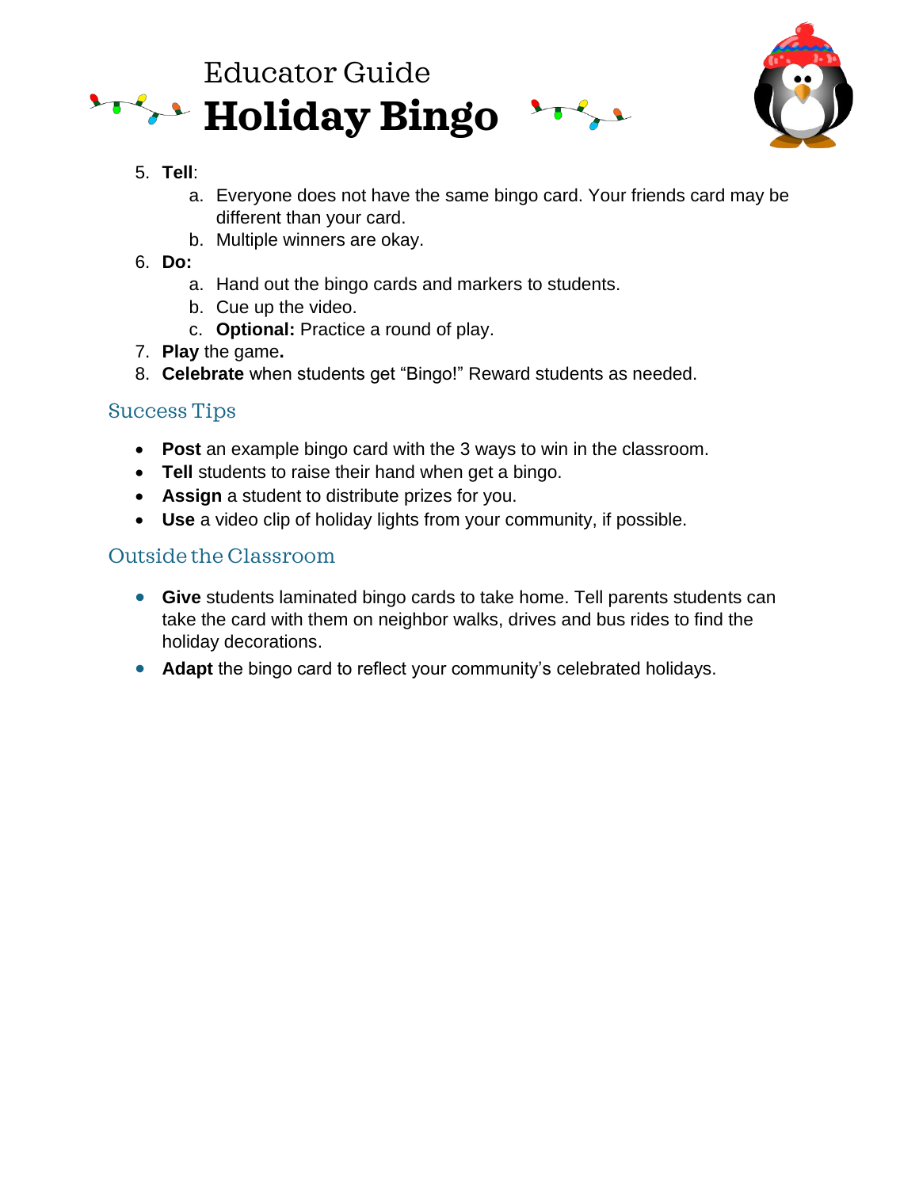Educator Guide

# Holiday Bingo

5. **Tell**:
    a. Everyone does not have the same bingo card. Your friends card may be different than your card.
    b. Multiple winners are okay.
6. **Do:**
    a. Hand out the bingo cards and markers to students.
    b. Cue up the video.
    c. **Optional:** Practice a round of play.
7. **Play** the game**.**
8. **Celebrate** when students get “Bingo!” Reward students as needed.

## Success Tips

- **Post** an example bingo card with the 3 ways to win in the classroom.
- **Tell** students to raise their hand when get a bingo.
- **Assign** a student to distribute prizes for you.
- **Use** a video clip of holiday lights from your community, if possible.

## Outside the Classroom

- **Give** students laminated bingo cards to take home. Tell parents students can take the card with them on neighbor walks, drives and bus rides to find the holiday decorations.
- **Adapt** the bingo card to reflect your community’s celebrated holidays.